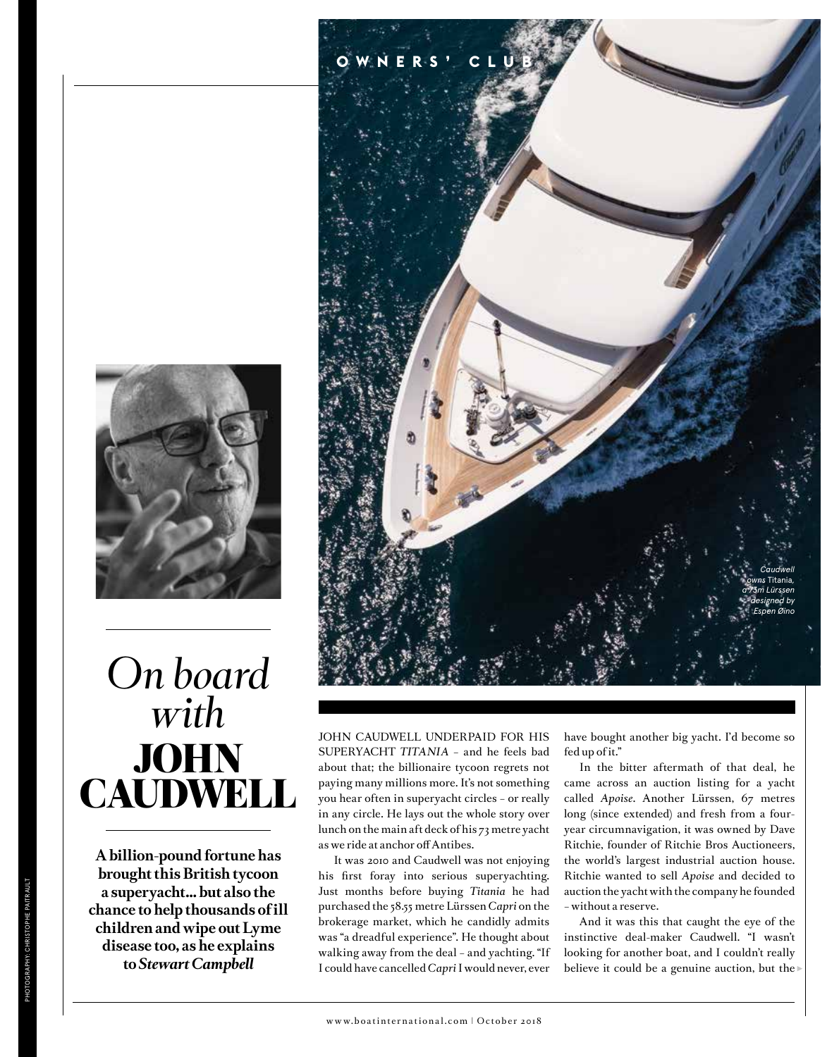# On board with JOHN CAUDWELL

**A billion-pound fortune has brought this British tycoon a superyacht... but also the chance to help thousands of ill children and wipe out Lyme disease too, as he explains to *Stewart Campbell***

*Caudwell owns* Titania, *a 73m Lürssen designed by Espen Øino*

JOHN CAUDWELL UNDERPAID FOR HIS SUPERYACHT *TITANIA* – and he feels bad about that; the billionaire tycoon regrets not paying many millions more. It's not something you hear often in superyacht circles – or really in any circle. He lays out the whole story over lunch on the main aft deck of his 73 metre yacht as we ride at anchor off Antibes.

It was 2010 and Caudwell was not enjoying his first foray into serious superyachting. Just months before buying *Titania* he had purchased the 58.55 metre Lürssen *Capri* on the brokerage market, which he candidly admits was "a dreadful experience". He thought about walking away from the deal – and yachting. "If I could have cancelled *Capri* I would never, ever have bought another big yacht. I'd become so fed up of it."

In the bitter aftermath of that deal, he came across an auction listing for a yacht called *Apoise*. Another Lürssen, 67 metres long (since extended) and fresh from a four-year circumnavigation, it was owned by Dave Ritchie, founder of Ritchie Bros Auctioneers, the world's largest industrial auction house. Ritchie wanted to sell *Apoise* and decided to auction the yacht with the company he founded – without a reserve.

And it was this that caught the eye of the instinctive deal-maker Caudwell. "I wasn't looking for another boat, and I couldn't really believe it could be a genuine auction, but the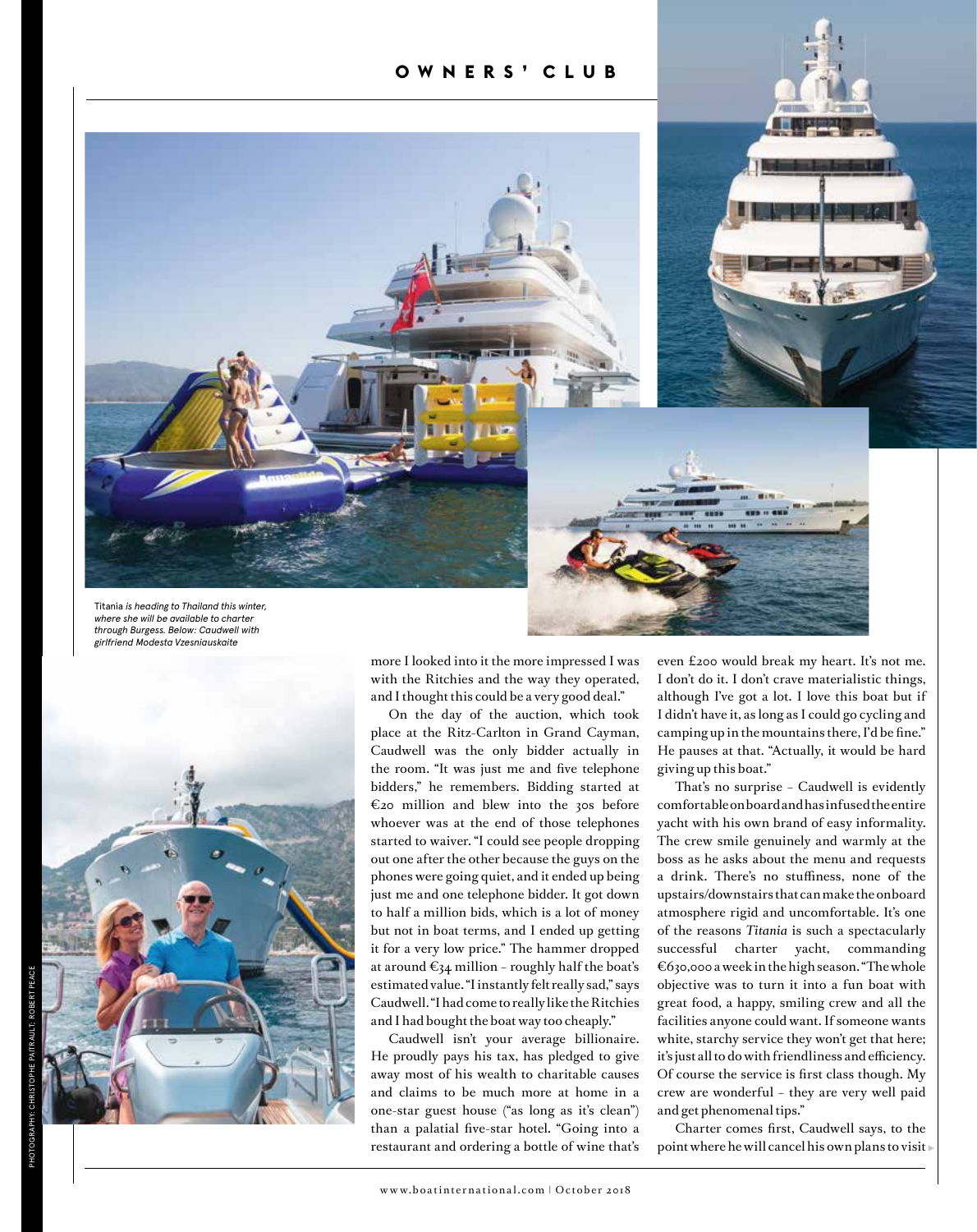*Titania is heading to Thailand this winter, where she will be available to charter through Burgess. Below: Caudwell with girlfriend Modesta Vzesniauskaite*

PHOTOGRAPHY: CHRISTOPHE PAITRAULT; ROBERT PEACE

more I looked into it the more impressed I was with the Ritchies and the way they operated, and I thought this could be a very good deal."

On the day of the auction, which took place at the Ritz-Carlton in Grand Cayman, Caudwell was the only bidder actually in the room. "It was just me and five telephone bidders," he remembers. Bidding started at €20 million and blew into the 30s before whoever was at the end of those telephones started to waiver. "I could see people dropping out one after the other because the guys on the phones were going quiet, and it ended up being just me and one telephone bidder. It got down to half a million bids, which is a lot of money but not in boat terms, and I ended up getting it for a very low price." The hammer dropped at around €34 million – roughly half the boat's estimated value. "I instantly felt really sad," says Caudwell. "I had come to really like the Ritchies and I had bought the boat way too cheaply."

Caudwell isn't your average billionaire. He proudly pays his tax, has pledged to give away most of his wealth to charitable causes and claims to be much more at home in a one-star guest house ("as long as it's clean") than a palatial five-star hotel. "Going into a restaurant and ordering a bottle of wine that's even £200 would break my heart. It's not me. I don't do it. I don't crave materialistic things, although I've got a lot. I love this boat but if I didn't have it, as long as I could go cycling and camping up in the mountains there, I'd be fine." He pauses at that. "Actually, it would be hard giving up this boat."

That's no surprise – Caudwell is evidently comfortable on board and has infused the entire yacht with his own brand of easy informality. The crew smile genuinely and warmly at the boss as he asks about the menu and requests a drink. There's no stuffiness, none of the upstairs/downstairs that can make the onboard atmosphere rigid and uncomfortable. It's one of the reasons *Titania* is such a spectacularly successful charter yacht, commanding €630,000 a week in the high season. "The whole objective was to turn it into a fun boat with great food, a happy, smiling crew and all the facilities anyone could want. If someone wants white, starchy service they won't get that here; it's just all to do with friendliness and efficiency. Of course the service is first class though. My crew are wonderful – they are very well paid and get phenomenal tips."

Charter comes first, Caudwell says, to the point where he will cancel his own plans to visit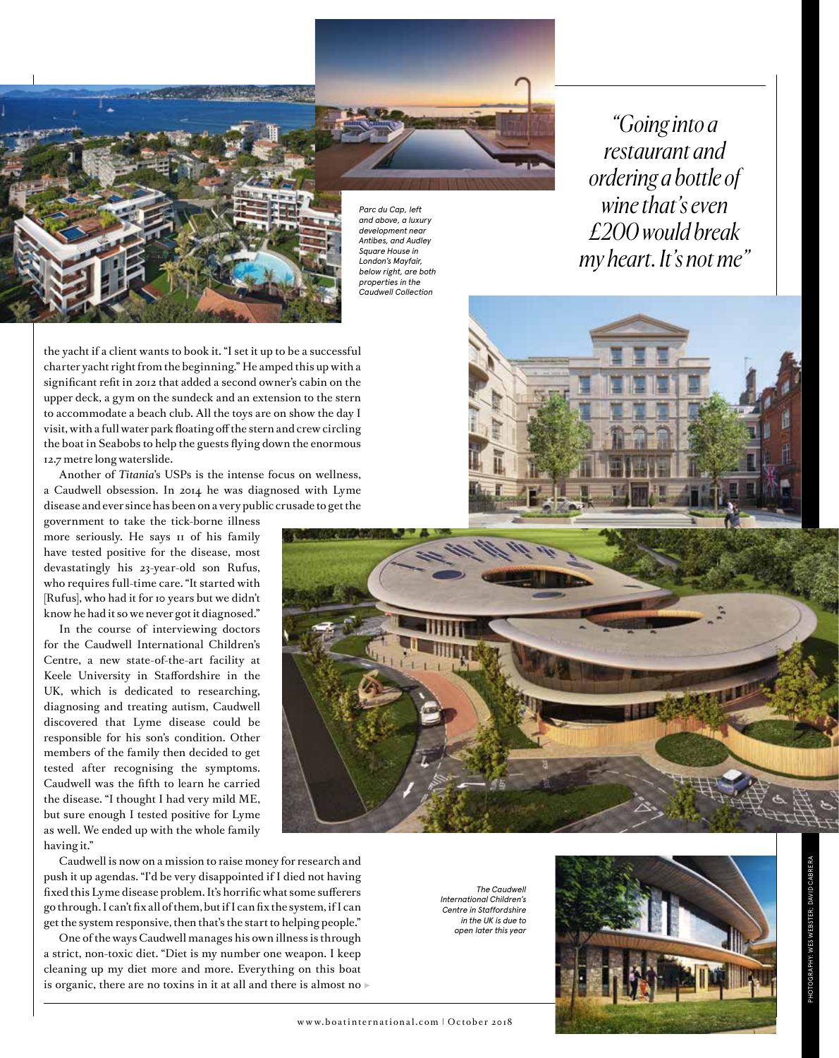Parc du Cap, left and above, a luxury development near Antibes, and Audley Square House in London's Mayfair, below right, are both properties in the Caudwell Collection

*"Going into a restaurant and ordering a bottle of wine that's even £200 would break my heart. It's not me"*

the yacht if a client wants to book it. "I set it up to be a successful charter yacht right from the beginning." He amped this up with a significant refit in 2012 that added a second owner's cabin on the upper deck, a gym on the sundeck and an extension to the stern to accommodate a beach club. All the toys are on show the day I visit, with a full water park floating off the stern and crew circling the boat in Seabobs to help the guests flying down the enormous 12.7 metre long waterslide.

Another of *Titania*'s USPs is the intense focus on wellness, a Caudwell obsession. In 2014 he was diagnosed with Lyme disease and ever since has been on a very public crusade to get the government to take the tick-borne illness more seriously. He says 11 of his family have tested positive for the disease, most devastatingly his 23-year-old son Rufus, who requires full-time care. "It started with [Rufus], who had it for 10 years but we didn't know he had it so we never got it diagnosed."

In the course of interviewing doctors for the Caudwell International Children's Centre, a new state-of-the-art facility at Keele University in Staffordshire in the UK, which is dedicated to researching, diagnosing and treating autism, Caudwell discovered that Lyme disease could be responsible for his son's condition. Other members of the family then decided to get tested after recognising the symptoms. Caudwell was the fifth to learn he carried the disease. "I thought I had very mild ME, but sure enough I tested positive for Lyme as well. We ended up with the whole family having it."

Caudwell is now on a mission to raise money for research and push it up agendas. "I'd be very disappointed if I died not having fixed this Lyme disease problem. It's horrific what some sufferers go through. I can't fix all of them, but if I can fix the system, if I can get the system responsive, then that's the start to helping people."

One of the ways Caudwell manages his own illness is through a strict, non-toxic diet. "Diet is my number one weapon. I keep cleaning up my diet more and more. Everything on this boat is organic, there are no toxins in it at all and there is almost no ▸

The Caudwell International Children's Centre in Staffordshire in the UK is due to open later this year

PHOTOGRAPHY: WES WEBSTER; DAVID CABRERA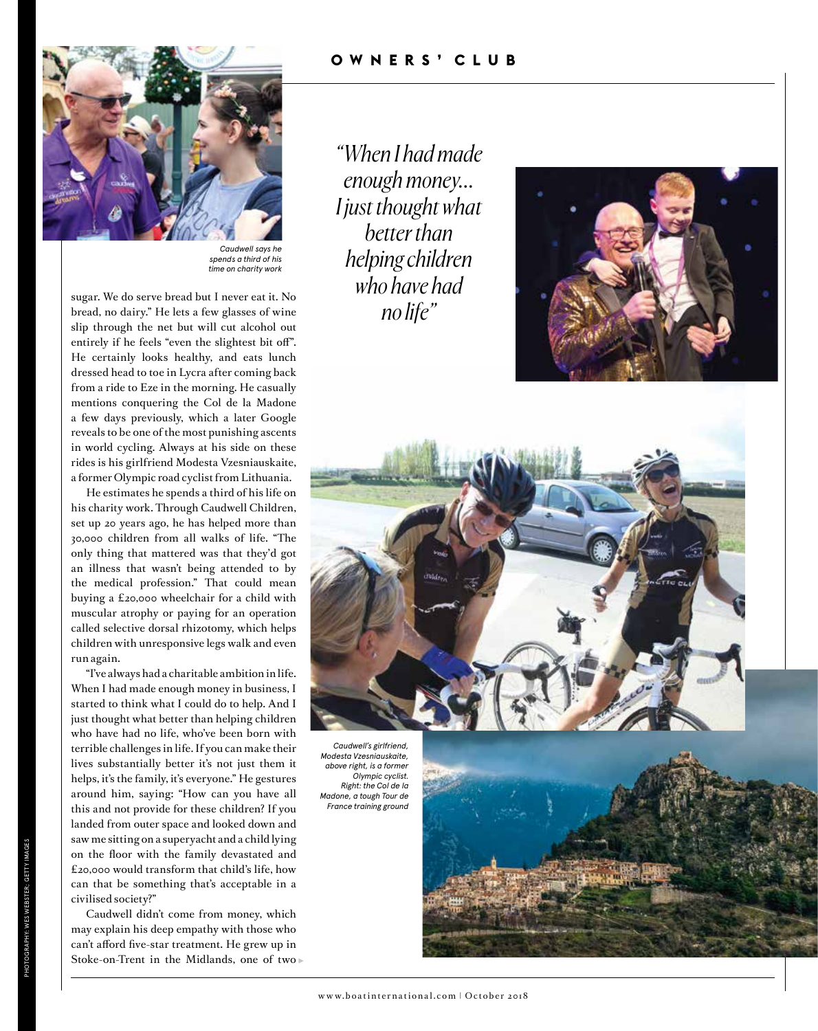Caudwell says he spends a third of his time on charity work

*"When I had made enough money... I just thought what better than helping children who have had no life"*

sugar. We do serve bread but I never eat it. No bread, no dairy." He lets a few glasses of wine slip through the net but will cut alcohol out entirely if he feels "even the slightest bit off". He certainly looks healthy, and eats lunch dressed head to toe in Lycra after coming back from a ride to Eze in the morning. He casually mentions conquering the Col de la Madone a few days previously, which a later Google reveals to be one of the most punishing ascents in world cycling. Always at his side on these rides is his girlfriend Modesta Vzesniauskaite, a former Olympic road cyclist from Lithuania.

He estimates he spends a third of his life on his charity work. Through Caudwell Children, set up 20 years ago, he has helped more than 30,000 children from all walks of life. "The only thing that mattered was that they'd got an illness that wasn't being attended to by the medical profession." That could mean buying a £20,000 wheelchair for a child with muscular atrophy or paying for an operation called selective dorsal rhizotomy, which helps children with unresponsive legs walk and even run again.

"I've always had a charitable ambition in life. When I had made enough money in business, I started to think what I could do to help. And I just thought what better than helping children who have had no life, who've been born with terrible challenges in life. If you can make their lives substantially better it's not just them it helps, it's the family, it's everyone." He gestures around him, saying: "How can you have all this and not provide for these children? If you landed from outer space and looked down and saw me sitting on a superyacht and a child lying on the floor with the family devastated and £20,000 would transform that child's life, how can that be something that's acceptable in a civilised society?"

Caudwell didn't come from money, which may explain his deep empathy with those who can't afford five-star treatment. He grew up in Stoke-on-Trent in the Midlands, one of two

*Caudwell's girlfriend, Modesta Vzesniauskaite, above right, is a former Olympic cyclist. Right: the Col de la Madone, a tough Tour de France training ground*

PHOTOGRAPHY: WES WEBSTER; GETTY IMAGES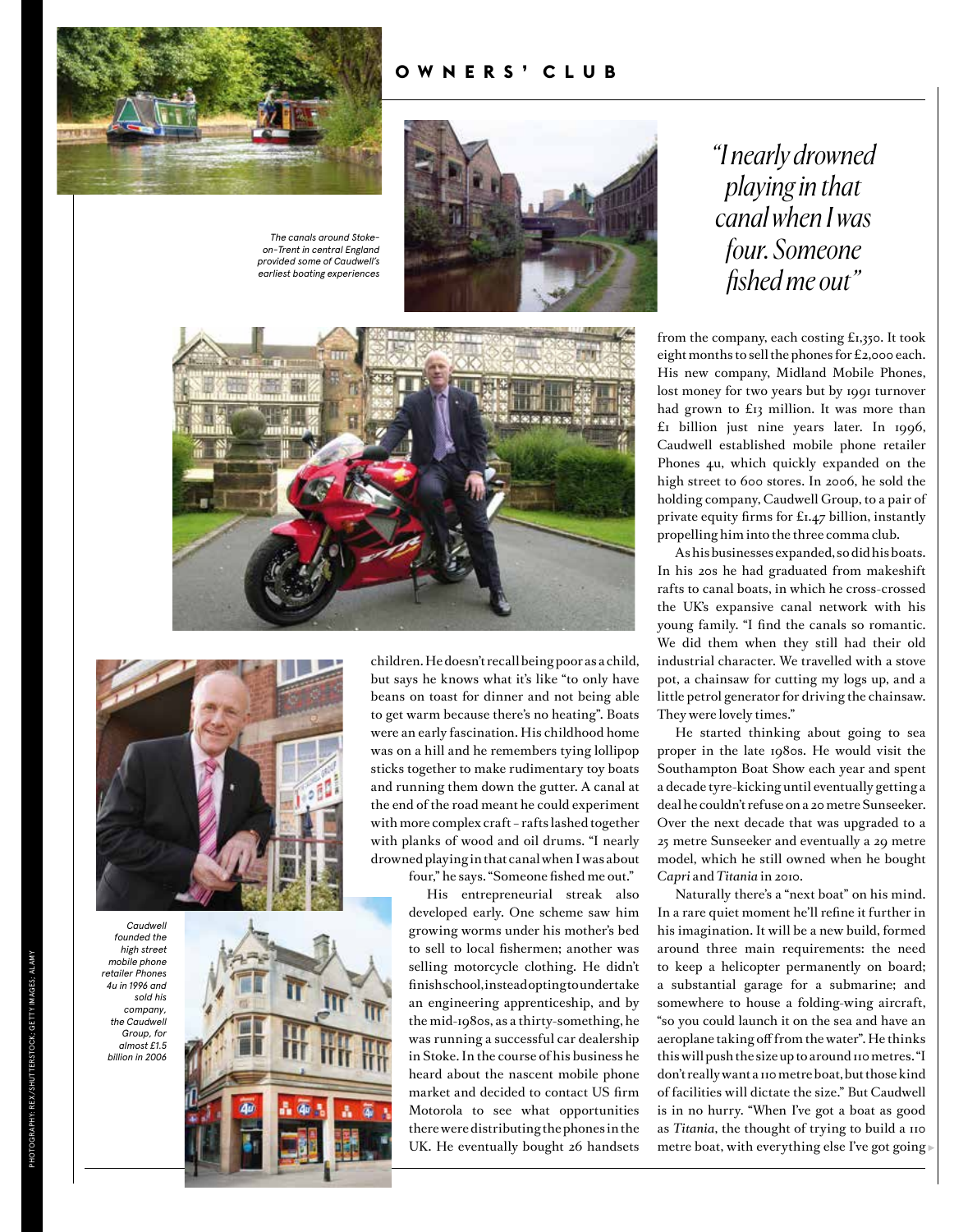The canals around Stoke-on-Trent in central England provided some of Caudwell's earliest boating experiences

*"I nearly drowned playing in that canal when I was four. Someone fished me out"*

children. He doesn't recall being poor as a child, but says he knows what it's like "to only have beans on toast for dinner and not being able to get warm because there's no heating". Boats were an early fascination. His childhood home was on a hill and he remembers tying lollipop sticks together to make rudimentary toy boats and running them down the gutter. A canal at the end of the road meant he could experiment with more complex craft – rafts lashed together with planks of wood and oil drums. "I nearly drowned playing in that canal when I was about four," he says. "Someone fished me out."

His entrepreneurial streak also developed early. One scheme saw him growing worms under his mother's bed to sell to local fishermen; another was selling motorcycle clothing. He didn't finish school, instead opting to undertake an engineering apprenticeship, and by the mid-1980s, as a thirty-something, he was running a successful car dealership in Stoke. In the course of his business he heard about the nascent mobile phone market and decided to contact US firm Motorola to see what opportunities there were distributing the phones in the UK. He eventually bought 26 handsets from the company, each costing £1,350. It took eight months to sell the phones for £2,000 each. His new company, Midland Mobile Phones, lost money for two years but by 1991 turnover had grown to £13 million. It was more than £1 billion just nine years later. In 1996, Caudwell established mobile phone retailer Phones 4u, which quickly expanded on the high street to 600 stores. In 2006, he sold the holding company, Caudwell Group, to a pair of private equity firms for £1.47 billion, instantly propelling him into the three comma club.

As his businesses expanded, so did his boats. In his 20s he had graduated from makeshift rafts to canal boats, in which he cross-crossed the UK's expansive canal network with his young family. "I find the canals so romantic. We did them when they still had their old industrial character. We travelled with a stove pot, a chainsaw for cutting my logs up, and a little petrol generator for driving the chainsaw. They were lovely times."

He started thinking about going to sea proper in the late 1980s. He would visit the Southampton Boat Show each year and spent a decade tyre-kicking until eventually getting a deal he couldn't refuse on a 20 metre Sunseeker. Over the next decade that was upgraded to a 25 metre Sunseeker and eventually a 29 metre model, which he still owned when he bought *Capri* and *Titania* in 2010.

Naturally there's a "next boat" on his mind. In a rare quiet moment he'll refine it further in his imagination. It will be a new build, formed around three main requirements: the need to keep a helicopter permanently on board; a substantial garage for a submarine; and somewhere to house a folding-wing aircraft, "so you could launch it on the sea and have an aeroplane taking off from the water". He thinks this will push the size up to around 110 metres. "I don't really want a 110 metre boat, but those kind of facilities will dictate the size." But Caudwell is in no hurry. "When I've got a boat as good as *Titania*, the thought of trying to build a 110 metre boat, with everything else I've got going

Caudwell founded the high street mobile phone retailer Phones 4u in 1996 and sold his company, the Caudwell Group, for almost £1.5 billion in 2006

PHOTOGRAPHY: REX/SHUTTERSTOCK; GETTY IMAGES; ALAMY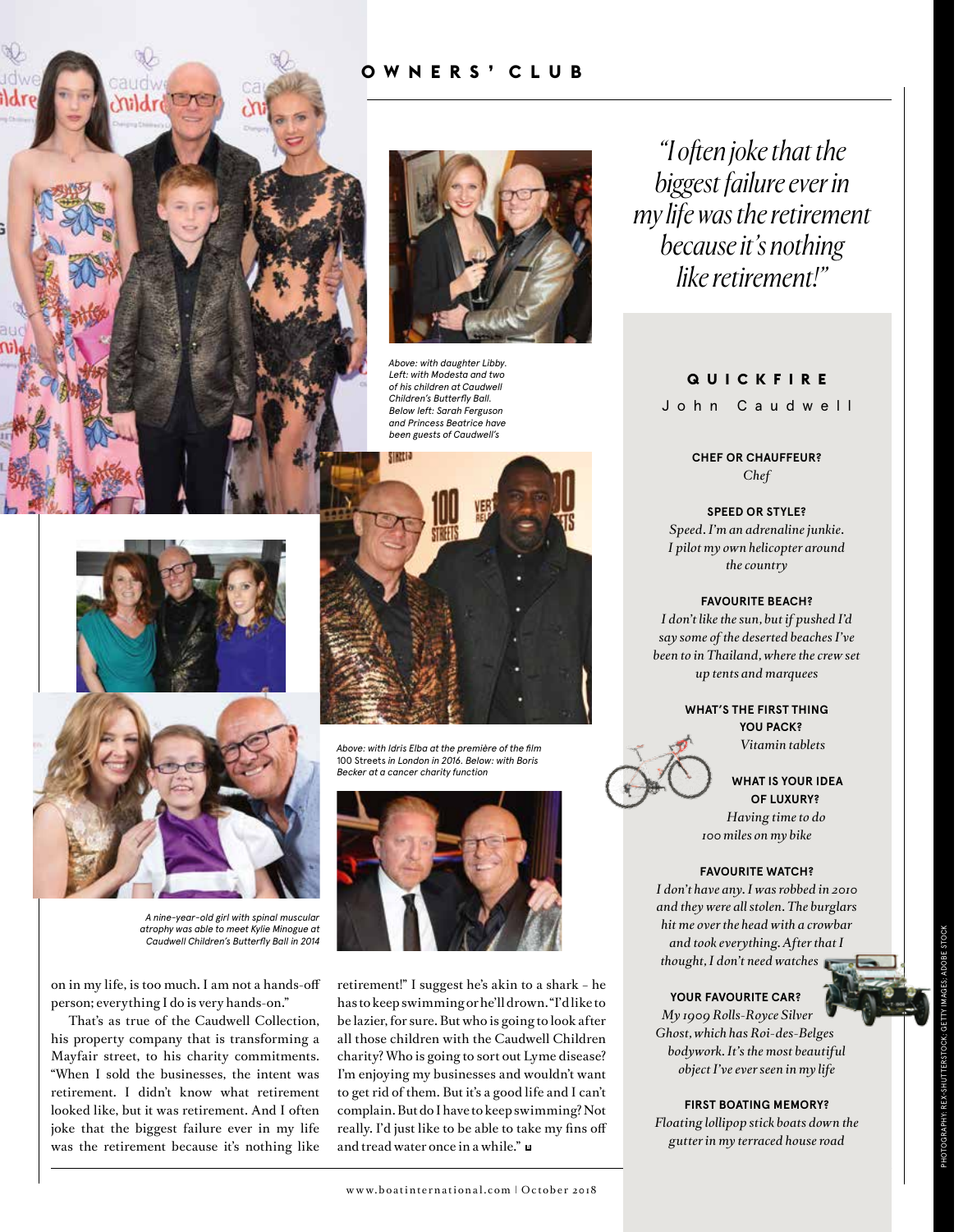Above: with daughter Libby. Left: with Modesta and two of his children at Caudwell Children's Butterfly Ball. Below left: Sarah Ferguson and Princess Beatrice have been guests of Caudwell's

Above: with Idris Elba at the première of the film 100 Streets in London in 2016. Below: with Boris Becker at a cancer charity function

A nine-year-old girl with spinal muscular atrophy was able to meet Kylie Minogue at Caudwell Children's Butterfly Ball in 2014

on in my life, is too much. I am not a hands-off person; everything I do is very hands-on."

That's as true of the Caudwell Collection, his property company that is transforming a Mayfair street, to his charity commitments. "When I sold the businesses, the intent was retirement. I didn't know what retirement looked like, but it was retirement. And I often joke that the biggest failure ever in my life was the retirement because it's nothing like retirement!" I suggest he's akin to a shark – he has to keep swimming or he'll drown. "I'd like to be lazier, for sure. But who is going to look after all those children with the Caudwell Children charity? Who is going to sort out Lyme disease? I'm enjoying my businesses and wouldn't want to get rid of them. But it's a good life and I can't complain. But do I have to keep swimming? Not really. I'd just like to be able to take my fins off and tread water once in a while."

*"I often joke that the biggest failure ever in my life was the retirement because it's nothing like retirement!"*

## QUICKFIRE

John Caudwell

**CHEF OR CHAUFFEUR?**
*Chef*

**SPEED OR STYLE?**
*Speed. I'm an adrenaline junkie. I pilot my own helicopter around the country*

**FAVOURITE BEACH?**
*I don't like the sun, but if pushed I'd say some of the deserted beaches I've been to in Thailand, where the crew set up tents and marquees*

**WHAT'S THE FIRST THING YOU PACK?**
*Vitamin tablets*

**WHAT IS YOUR IDEA OF LUXURY?**
*Having time to do 100 miles on my bike*

**FAVOURITE WATCH?**
*I don't have any. I was robbed in 2010 and they were all stolen. The burglars hit me over the head with a crowbar and took everything. After that I thought, I don't need watches*

**YOUR FAVOURITE CAR?**
*My 1909 Rolls-Royce Silver Ghost, which has Roi-des-Belges bodywork. It's the most beautiful object I've ever seen in my life*

**FIRST BOATING MEMORY?**
*Floating lollipop stick boats down the gutter in my terraced house road*

PHOTOGRAPHY: REX-SHUTTERSTOCK; GETTY IMAGES; ADOBE STOCK